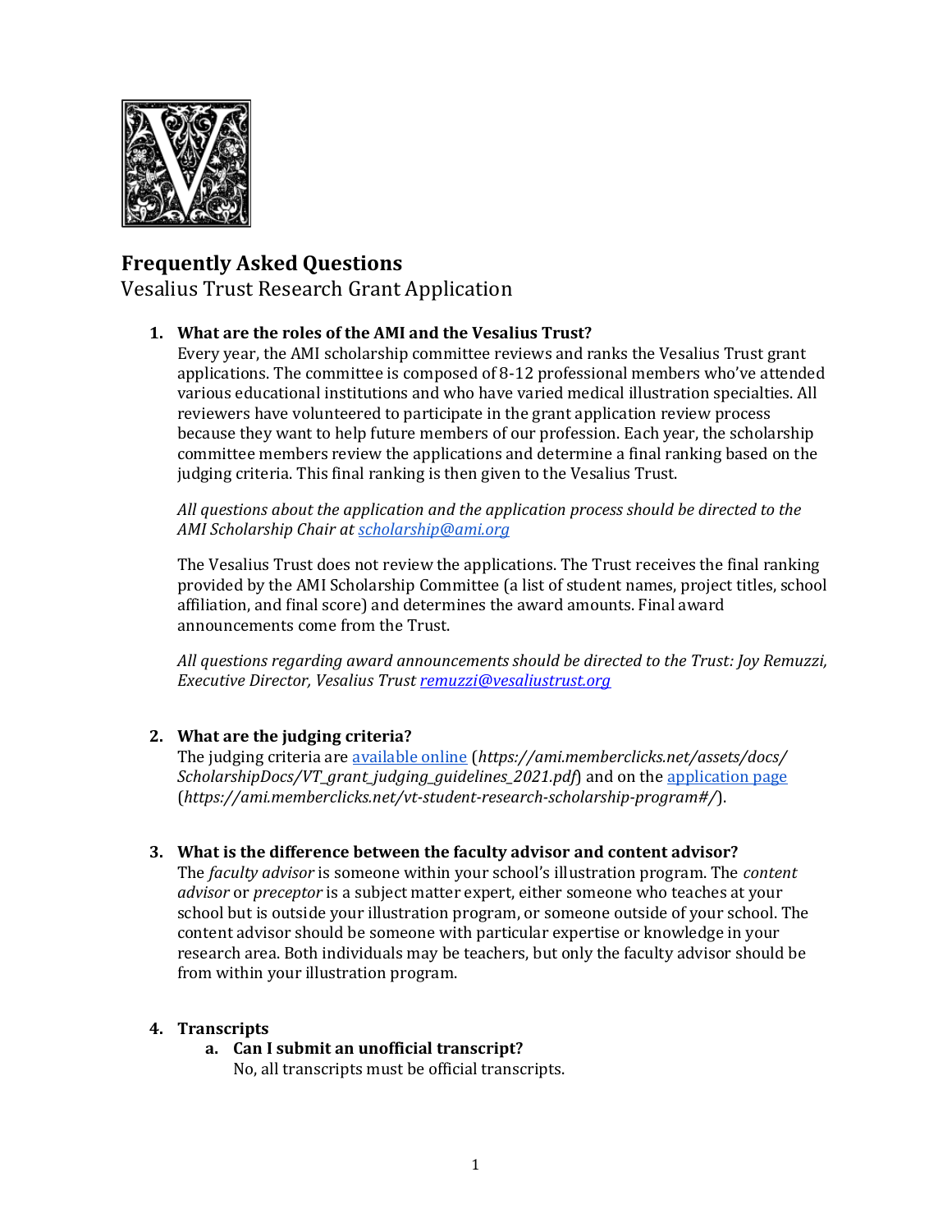# Frequently Asked Questions

Vesalius Trust Research Grant Application

1. **What are the roles of the AMI and the Vesalius Trust?**

   Every year, the AMI scholarship committee reviews and ranks the Vesalius Trust grant applications. The committee is composed of 8-12 professional members who've attended various educational institutions and who have varied medical illustration specialties. All reviewers have volunteered to participate in the grant application review process because they want to help future members of our profession. Each year, the scholarship committee members review the applications and determine a final ranking based on the judging criteria. This final ranking is then given to the Vesalius Trust.

   *All questions about the application and the application process should be directed to the AMI Scholarship Chair at [scholarship@ami.org](mailto:scholarship@ami.org)*

   The Vesalius Trust does not review the applications. The Trust receives the final ranking provided by the AMI Scholarship Committee (a list of student names, project titles, school affiliation, and final score) and determines the award amounts. Final award announcements come from the Trust.

   *All questions regarding award announcements should be directed to the Trust: Joy Remuzzi, Executive Director, Vesalius Trust [remuzzi@vesaliustrust.org](mailto:remuzzi@vesaliustrust.org)*

2. **What are the judging criteria?**

   The judging criteria are [available online](https://ami.memberclicks.net/assets/docs/ScholarshipDocs/VT_grant_judging_guidelines_2021.pdf) (*https://ami.memberclicks.net/assets/docs/ScholarshipDocs/VT_grant_judging_guidelines_2021.pdf*) and on the [application page](https://ami.memberclicks.net/vt-student-research-scholarship-program#/) (*https://ami.memberclicks.net/vt-student-research-scholarship-program#/*).

3. **What is the difference between the faculty advisor and content advisor?**

   The *faculty advisor* is someone within your school's illustration program. The *content advisor* or *preceptor* is a subject matter expert, either someone who teaches at your school but is outside your illustration program, or someone outside of your school. The content advisor should be someone with particular expertise or knowledge in your research area. Both individuals may be teachers, but only the faculty advisor should be from within your illustration program.

4. **Transcripts**

   a. **Can I submit an unofficial transcript?**

      No, all transcripts must be official transcripts.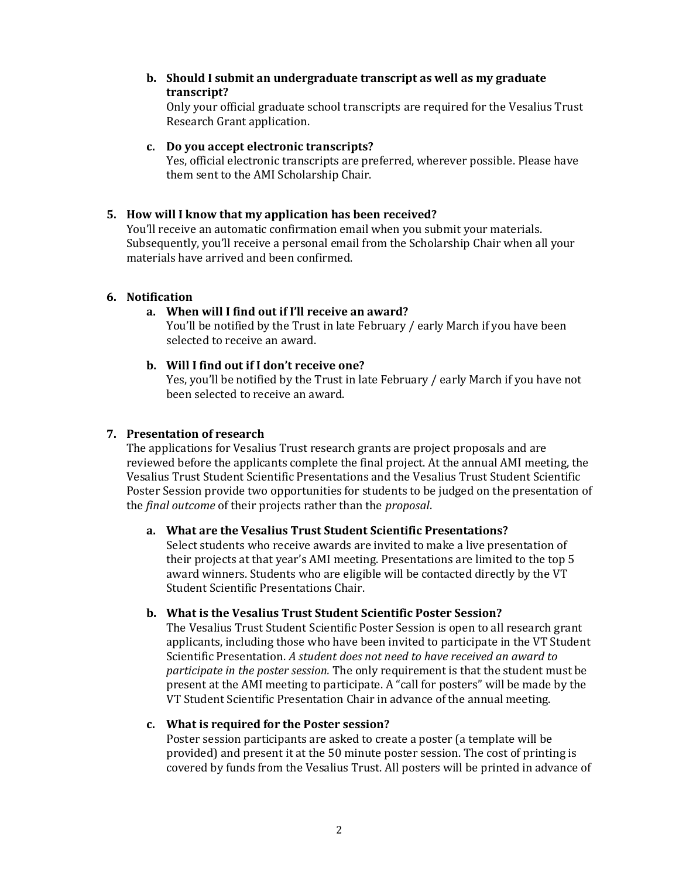**b. Should I submit an undergraduate transcript as well as my graduate transcript?**

Only your official graduate school transcripts are required for the Vesalius Trust Research Grant application.

**c. Do you accept electronic transcripts?**

Yes, official electronic transcripts are preferred, wherever possible. Please have them sent to the AMI Scholarship Chair.

**5. How will I know that my application has been received?**

You'll receive an automatic confirmation email when you submit your materials. Subsequently, you'll receive a personal email from the Scholarship Chair when all your materials have arrived and been confirmed.

**6. Notification**

**a. When will I find out if I'll receive an award?**

You'll be notified by the Trust in late February / early March if you have been selected to receive an award.

**b. Will I find out if I don't receive one?**

Yes, you'll be notified by the Trust in late February / early March if you have not been selected to receive an award.

**7. Presentation of research**

The applications for Vesalius Trust research grants are project proposals and are reviewed before the applicants complete the final project. At the annual AMI meeting, the Vesalius Trust Student Scientific Presentations and the Vesalius Trust Student Scientific Poster Session provide two opportunities for students to be judged on the presentation of the *final outcome* of their projects rather than the *proposal*.

**a. What are the Vesalius Trust Student Scientific Presentations?**

Select students who receive awards are invited to make a live presentation of their projects at that year's AMI meeting. Presentations are limited to the top 5 award winners. Students who are eligible will be contacted directly by the VT Student Scientific Presentations Chair.

**b. What is the Vesalius Trust Student Scientific Poster Session?**

The Vesalius Trust Student Scientific Poster Session is open to all research grant applicants, including those who have been invited to participate in the VT Student Scientific Presentation. *A student does not need to have received an award to participate in the poster session.* The only requirement is that the student must be present at the AMI meeting to participate. A "call for posters" will be made by the VT Student Scientific Presentation Chair in advance of the annual meeting.

**c. What is required for the Poster session?**

Poster session participants are asked to create a poster (a template will be provided) and present it at the 50 minute poster session. The cost of printing is covered by funds from the Vesalius Trust. All posters will be printed in advance of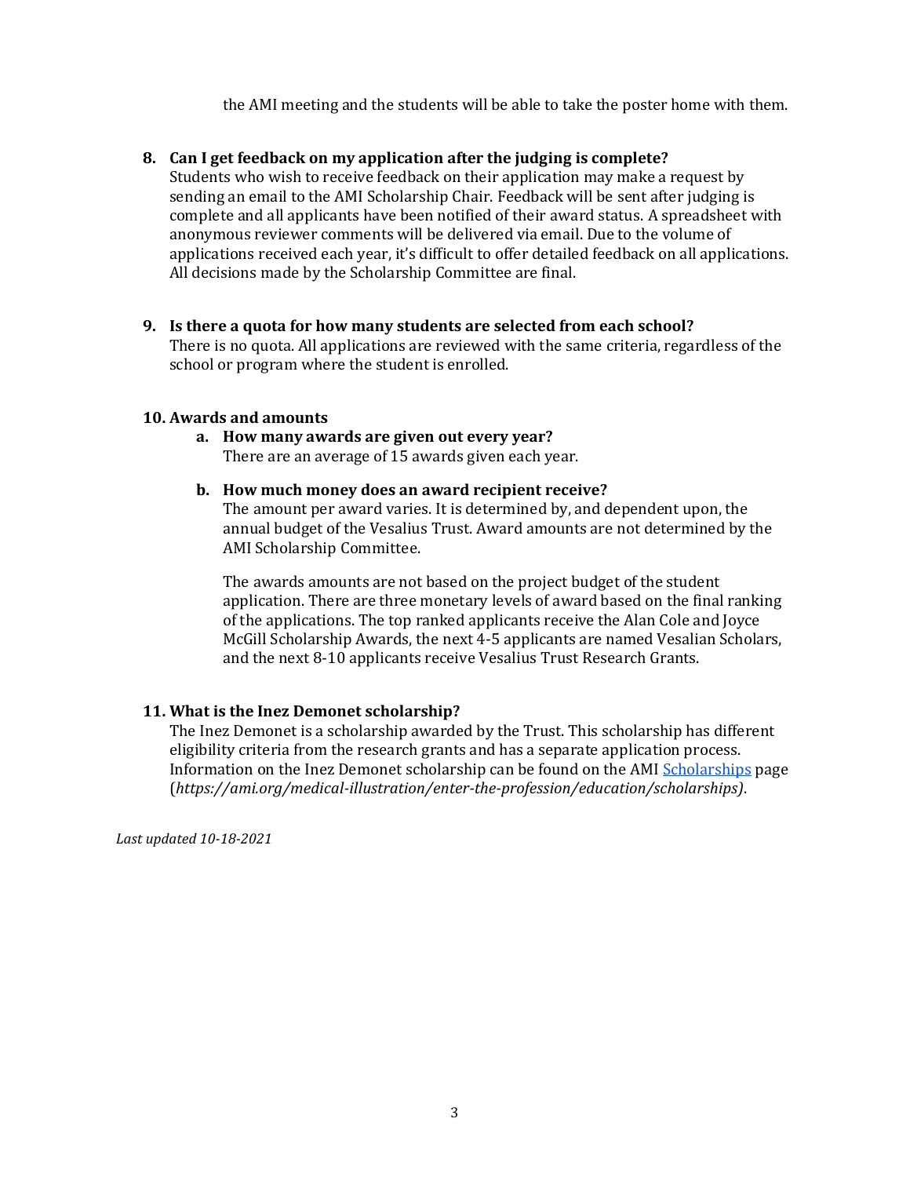the AMI meeting and the students will be able to take the poster home with them.

8. **Can I get feedback on my application after the judging is complete?**
   Students who wish to receive feedback on their application may make a request by sending an email to the AMI Scholarship Chair. Feedback will be sent after judging is complete and all applicants have been notified of their award status. A spreadsheet with anonymous reviewer comments will be delivered via email. Due to the volume of applications received each year, it's difficult to offer detailed feedback on all applications. All decisions made by the Scholarship Committee are final.

9. **Is there a quota for how many students are selected from each school?**
   There is no quota. All applications are reviewed with the same criteria, regardless of the school or program where the student is enrolled.

10. **Awards and amounts**
    a. **How many awards are given out every year?**
       There are an average of 15 awards given each year.

    b. **How much money does an award recipient receive?**
       The amount per award varies. It is determined by, and dependent upon, the annual budget of the Vesalius Trust. Award amounts are not determined by the AMI Scholarship Committee.

       The awards amounts are not based on the project budget of the student application. There are three monetary levels of award based on the final ranking of the applications. The top ranked applicants receive the Alan Cole and Joyce McGill Scholarship Awards, the next 4-5 applicants are named Vesalian Scholars, and the next 8-10 applicants receive Vesalius Trust Research Grants.

11. **What is the Inez Demonet scholarship?**
    The Inez Demonet is a scholarship awarded by the Trust. This scholarship has different eligibility criteria from the research grants and has a separate application process. Information on the Inez Demonet scholarship can be found on the AMI [Scholarships](https://ami.org/medical-illustration/enter-the-profession/education/scholarships) page (*https://ami.org/medical-illustration/enter-the-profession/education/scholarships)*.

*Last updated 10-18-2021*